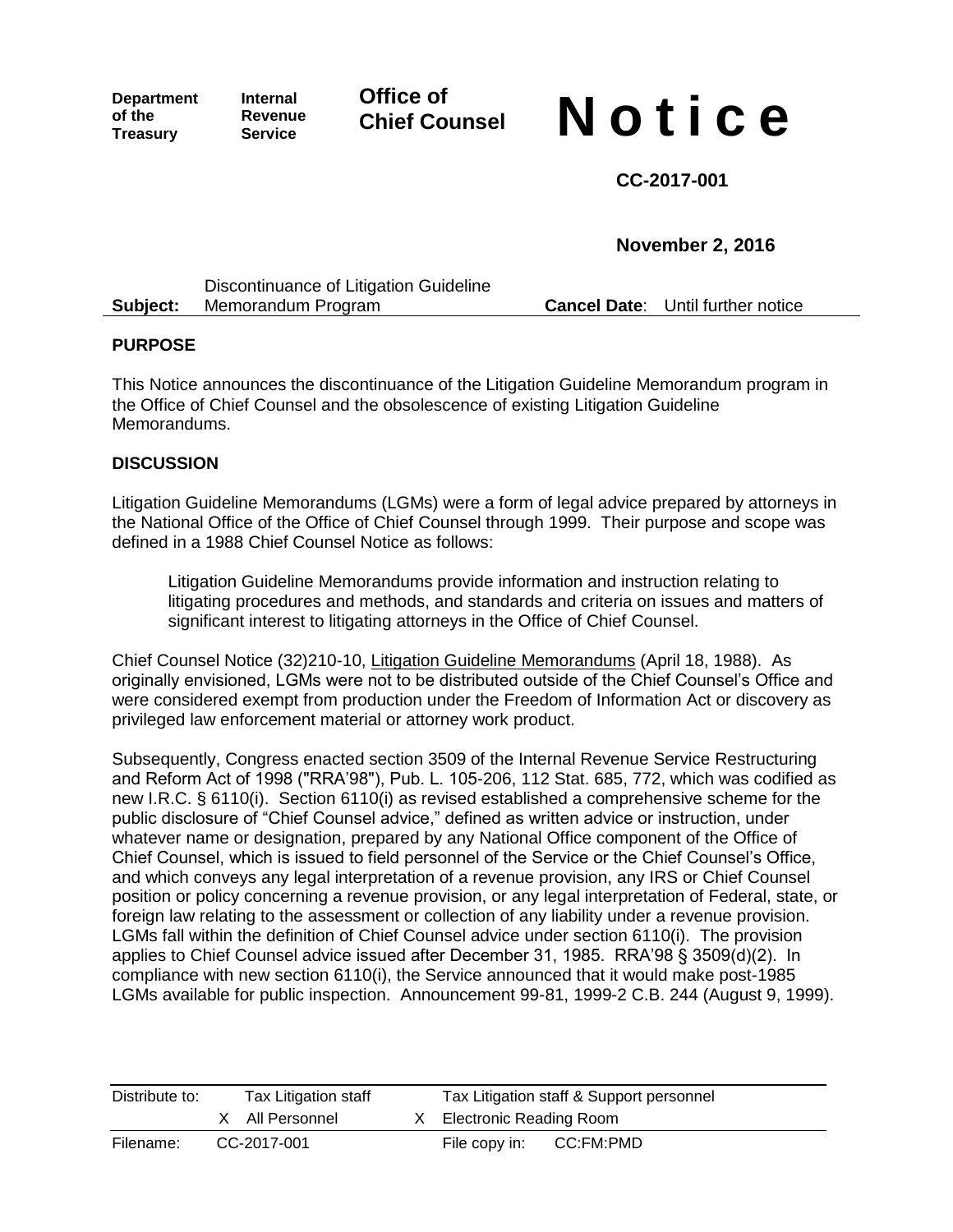**Department of the Treasury** **Internal Revenue Service** **Office of Chief Counsel**

# Notice

**CC-2017-001**

**November 2, 2016**

**Subject:** Discontinuance of Litigation Guideline Memorandum Program **Cancel Date**: Until further notice

## PURPOSE

This Notice announces the discontinuance of the Litigation Guideline Memorandum program in the Office of Chief Counsel and the obsolescence of existing Litigation Guideline Memorandums.

## DISCUSSION

Litigation Guideline Memorandums (LGMs) were a form of legal advice prepared by attorneys in the National Office of the Office of Chief Counsel through 1999. Their purpose and scope was defined in a 1988 Chief Counsel Notice as follows:

> Litigation Guideline Memorandums provide information and instruction relating to litigating procedures and methods, and standards and criteria on issues and matters of significant interest to litigating attorneys in the Office of Chief Counsel.

Chief Counsel Notice (32)210-10, Litigation Guideline Memorandums (April 18, 1988). As originally envisioned, LGMs were not to be distributed outside of the Chief Counsel's Office and were considered exempt from production under the Freedom of Information Act or discovery as privileged law enforcement material or attorney work product.

Subsequently, Congress enacted section 3509 of the Internal Revenue Service Restructuring and Reform Act of 1998 ("RRA'98"), Pub. L. 105-206, 112 Stat. 685, 772, which was codified as new I.R.C. § 6110(i). Section 6110(i) as revised established a comprehensive scheme for the public disclosure of "Chief Counsel advice," defined as written advice or instruction, under whatever name or designation, prepared by any National Office component of the Office of Chief Counsel, which is issued to field personnel of the Service or the Chief Counsel's Office, and which conveys any legal interpretation of a revenue provision, any IRS or Chief Counsel position or policy concerning a revenue provision, or any legal interpretation of Federal, state, or foreign law relating to the assessment or collection of any liability under a revenue provision. LGMs fall within the definition of Chief Counsel advice under section 6110(i). The provision applies to Chief Counsel advice issued after December 31, 1985. RRA'98 § 3509(d)(2). In compliance with new section 6110(i), the Service announced that it would make post-1985 LGMs available for public inspection. Announcement 99-81, 1999-2 C.B. 244 (August 9, 1999).

| Distribute to: | | Tax Litigation staff | | Tax Litigation staff & Support personnel |
| --- | --- | --- | --- | --- |
| | X | All Personnel | X | Electronic Reading Room |
| Filename: | CC-2017-001 | | | File copy in: CC:FM:PMD |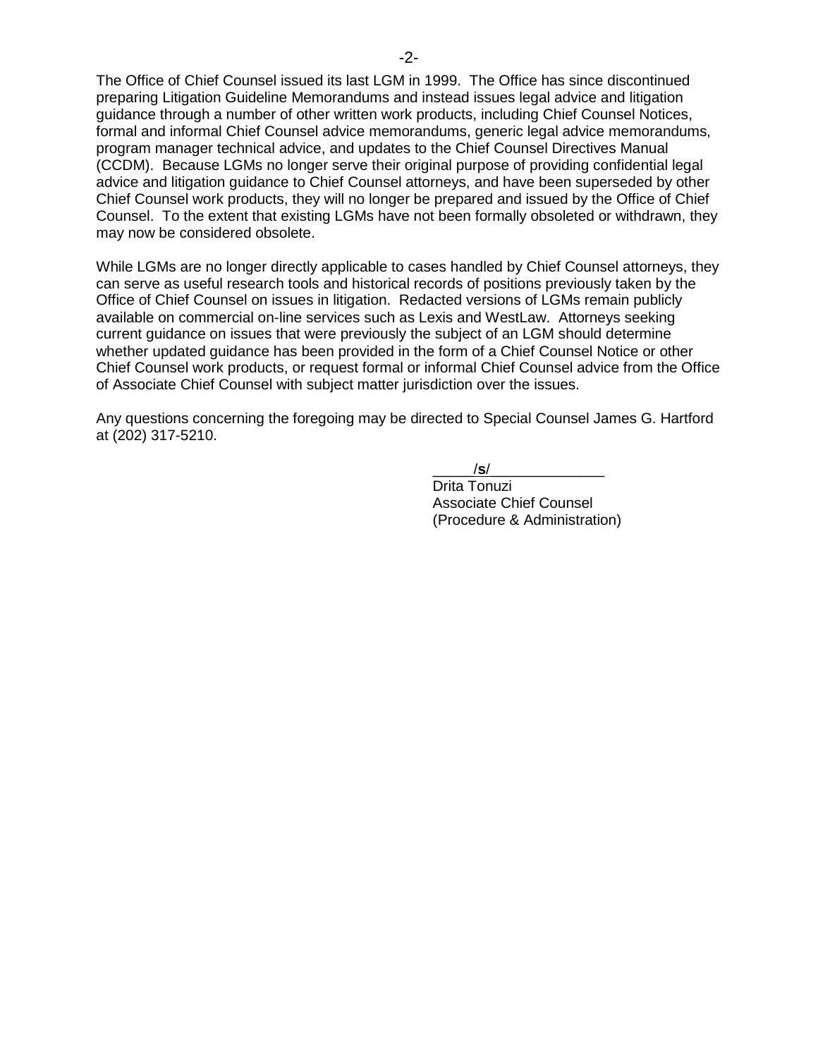The Office of Chief Counsel issued its last LGM in 1999. The Office has since discontinued preparing Litigation Guideline Memorandums and instead issues legal advice and litigation guidance through a number of other written work products, including Chief Counsel Notices, formal and informal Chief Counsel advice memorandums, generic legal advice memorandums, program manager technical advice, and updates to the Chief Counsel Directives Manual (CCDM). Because LGMs no longer serve their original purpose of providing confidential legal advice and litigation guidance to Chief Counsel attorneys, and have been superseded by other Chief Counsel work products, they will no longer be prepared and issued by the Office of Chief Counsel. To the extent that existing LGMs have not been formally obsoleted or withdrawn, they may now be considered obsolete.

While LGMs are no longer directly applicable to cases handled by Chief Counsel attorneys, they can serve as useful research tools and historical records of positions previously taken by the Office of Chief Counsel on issues in litigation. Redacted versions of LGMs remain publicly available on commercial on-line services such as Lexis and WestLaw. Attorneys seeking current guidance on issues that were previously the subject of an LGM should determine whether updated guidance has been provided in the form of a Chief Counsel Notice or other Chief Counsel work products, or request formal or informal Chief Counsel advice from the Office of Associate Chief Counsel with subject matter jurisdiction over the issues.

Any questions concerning the foregoing may be directed to Special Counsel James G. Hartford at (202) 317-5210.

/**s**/

Drita Tonuzi
Associate Chief Counsel
(Procedure & Administration)